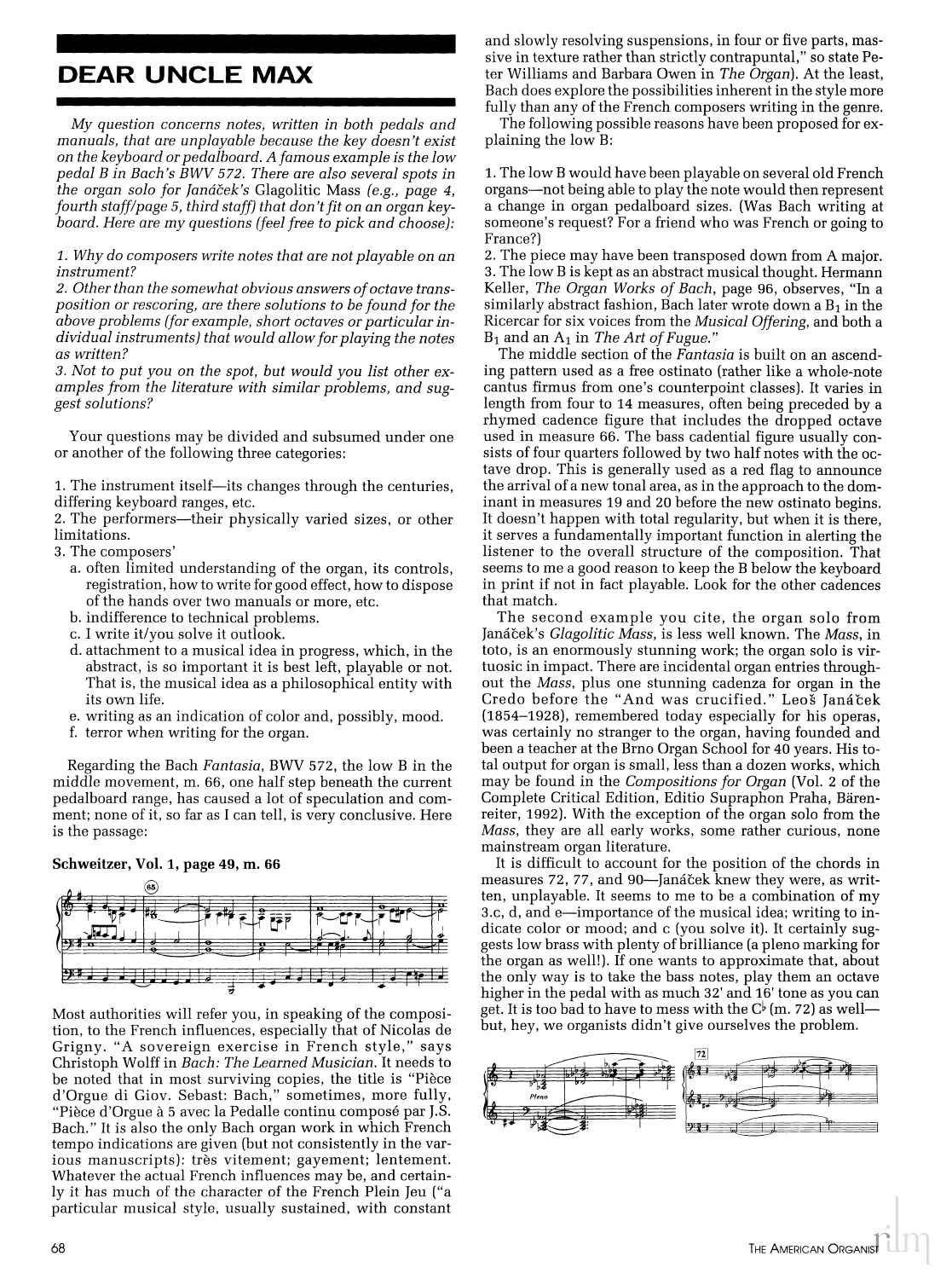# DEAR UNCLE MAX

*My question concerns notes, written in both pedals and manuals, that are unplayable because the key doesn't exist on the keyboard or pedalboard. A famous example is the low pedal B in Bach's BWV 572. There are also several spots in the organ solo for Janáček's* Glagolitic Mass *(e.g., page 4, fourth staff/page 5, third staff) that don't fit on an organ keyboard. Here are my questions (feel free to pick and choose):*

*1. Why do composers write notes that are not playable on an instrument?*
*2. Other than the somewhat obvious answers of octave transposition or rescoring, are there solutions to be found for the above problems (for example, short octaves or particular individual instruments) that would allow for playing the notes as written?*
*3. Not to put you on the spot, but would you list other examples from the literature with similar problems, and suggest solutions?*

Your questions may be divided and subsumed under one or another of the following three categories:

1. The instrument itself—its changes through the centuries, differing keyboard ranges, etc.
2. The performers—their physically varied sizes, or other limitations.
3. The composers'
   a. often limited understanding of the organ, its controls, registration, how to write for good effect, how to dispose of the hands over two manuals or more, etc.
   b. indifference to technical problems.
   c. I write it/you solve it outlook.
   d. attachment to a musical idea in progress, which, in the abstract, is so important it is best left, playable or not. That is, the musical idea as a philosophical entity with its own life.
   e. writing as an indication of color and, possibly, mood.
   f. terror when writing for the organ.

Regarding the Bach *Fantasia*, BWV 572, the low B in the middle movement, m. 66, one half step beneath the current pedalboard range, has caused a lot of speculation and comment; none of it, so far as I can tell, is very conclusive. Here is the passage:

**Schweitzer, Vol. 1, page 49, m. 66**

Most authorities will refer you, in speaking of the composition, to the French influences, especially that of Nicolas de Grigny. "A sovereign exercise in French style," says Christoph Wolff in *Bach: The Learned Musician.* It needs to be noted that in most surviving copies, the title is "Pièce d'Orgue di Giov. Sebast: Bach," sometimes, more fully, "Pièce d'Orgue à 5 avec la Pedalle continu composé par J.S. Bach." It is also the only Bach organ work in which French tempo indications are given (but not consistently in the various manuscripts): très vitement; gayement; lentement. Whatever the actual French influences may be, and certainly it has much of the character of the French Plein Jeu ("a particular musical style, usually sustained, with constant and slowly resolving suspensions, in four or five parts, massive in texture rather than strictly contrapuntal," so state Peter Williams and Barbara Owen in *The Organ*). At the least, Bach does explore the possibilities inherent in the style more fully than any of the French composers writing in the genre.

The following possible reasons have been proposed for explaining the low B:

1. The low B would have been playable on several old French organs—not being able to play the note would then represent a change in organ pedalboard sizes. (Was Bach writing at someone's request? For a friend who was French or going to France?)
2. The piece may have been transposed down from A major.
3. The low B is kept as an abstract musical thought. Hermann Keller, *The Organ Works of Bach*, page 96, observes, "In a similarly abstract fashion, Bach later wrote down a $B_1$ in the Ricercar for six voices from the *Musical Offering*, and both a $B_1$ and an $A_1$ in *The Art of Fugue*."

The middle section of the *Fantasia* is built on an ascending pattern used as a free ostinato (rather like a whole-note cantus firmus from one's counterpoint classes). It varies in length from four to 14 measures, often being preceded by a rhymed cadence figure that includes the dropped octave used in measure 66. The bass cadential figure usually consists of four quarters followed by two half notes with the octave drop. This is generally used as a red flag to announce the arrival of a new tonal area, as in the approach to the dominant in measures 19 and 20 before the new ostinato begins. It doesn't happen with total regularity, but when it is there, it serves a fundamentally important function in alerting the listener to the overall structure of the composition. That seems to me a good reason to keep the B below the keyboard in print if not in fact playable. Look for the other cadences that match.

The second example you cite, the organ solo from Janáček's *Glagolitic Mass*, is less well known. The *Mass*, in toto, is an enormously stunning work; the organ solo is virtuosic in impact. There are incidental organ entries throughout the *Mass*, plus one stunning cadenza for organ in the Credo before the "And was crucified." Leoš Janáček (1854–1928), remembered today especially for his operas, was certainly no stranger to the organ, having founded and been a teacher at the Brno Organ School for 40 years. His total output for organ is small, less than a dozen works, which may be found in the *Compositions for Organ* (Vol. 2 of the Complete Critical Edition, Editio Supraphon Praha, Bärenreiter, 1992). With the exception of the organ solo from the *Mass*, they are all early works, some rather curious, none mainstream organ literature.

It is difficult to account for the position of the chords in measures 72, 77, and 90—Janáček knew they were, as written, unplayable. It seems to me to be a combination of my 3.c, d, and e—importance of the musical idea; writing to indicate color or mood; and c (you solve it). It certainly suggests low brass with plenty of brilliance (a pleno marking for the organ as well!). If one wants to approximate that, about the only way is to take the bass notes, play them an octave higher in the pedal with as much 32' and 16' tone as you can get. It is too bad to have to mess with the C♭ (m. 72) as well—but, hey, we organists didn't give ourselves the problem.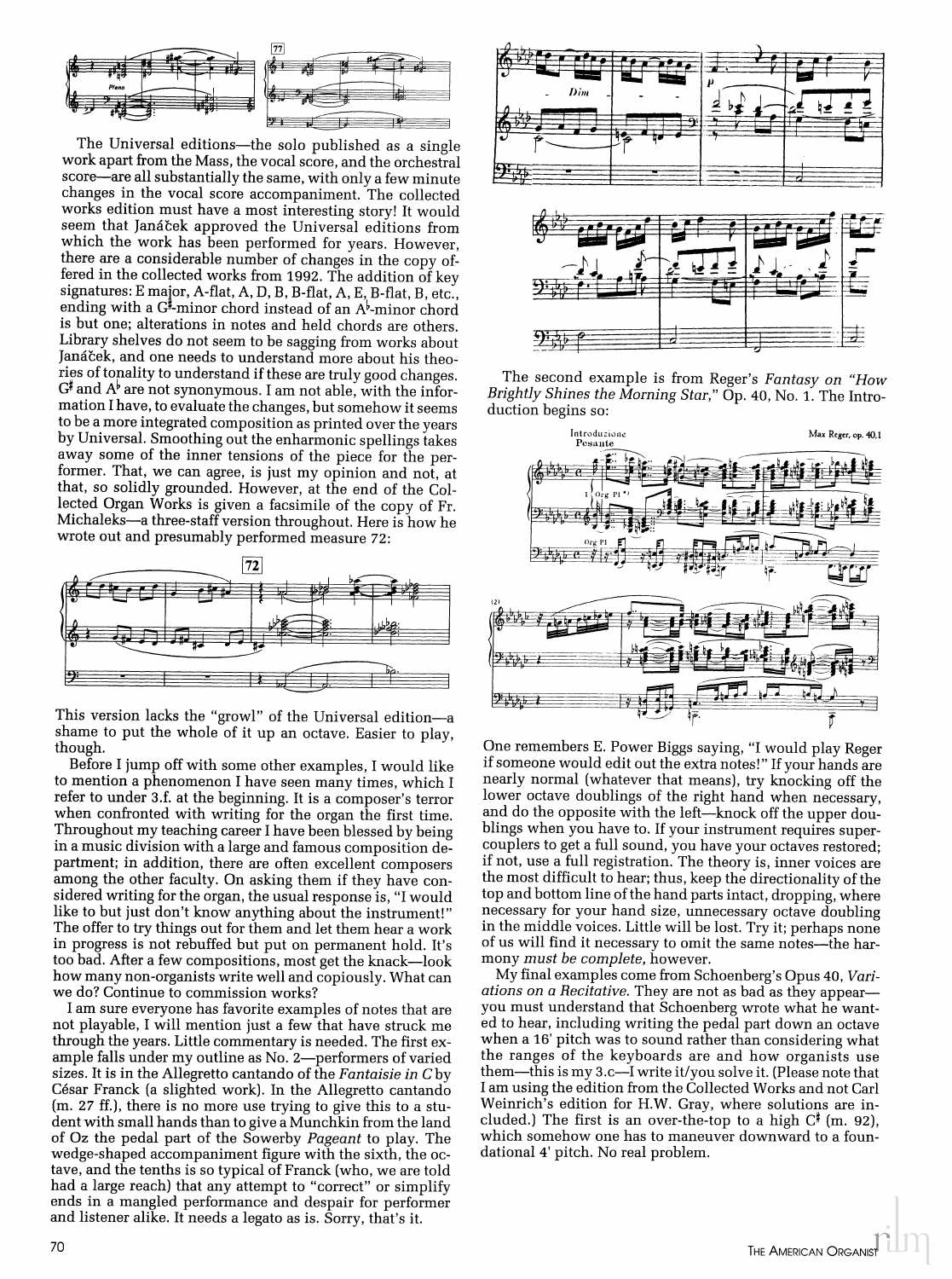The Universal editions—the solo published as a single work apart from the Mass, the vocal score, and the orchestral score—are all substantially the same, with only a few minute changes in the vocal score accompaniment. The collected works edition must have a most interesting story! It would seem that Janáček approved the Universal editions from which the work has been performed for years. However, there are a considerable number of changes in the copy offered in the collected works from 1992. The addition of key signatures: E major, A-flat, A, D, B, B-flat, A, E, B-flat, B, etc., ending with a G♯-minor chord instead of an A♭-minor chord is but one; alterations in notes and held chords are others. Library shelves do not seem to be sagging from works about Janáček, and one needs to understand more about his theories of tonality to understand if these are truly good changes. G♯ and A♭ are not synonymous. I am not able, with the information I have, to evaluate the changes, but somehow it seems to be a more integrated composition as printed over the years by Universal. Smoothing out the enharmonic spellings takes away some of the inner tensions of the piece for the performer. That, we can agree, is just my opinion and not, at that, so solidly grounded. However, at the end of the Collected Organ Works is given a facsimile of the copy of Fr. Michaleks—a three-staff version throughout. Here is how he wrote out and presumably performed measure 72:

This version lacks the "growl" of the Universal edition—a shame to put the whole of it up an octave. Easier to play, though.

Before I jump off with some other examples, I would like to mention a phenomenon I have seen many times, which I refer to under 3.f. at the beginning. It is a composer's terror when confronted with writing for the organ the first time. Throughout my teaching career I have been blessed by being in a music division with a large and famous composition department; in addition, there are often excellent composers among the other faculty. On asking them if they have considered writing for the organ, the usual response is, "I would like to but just don't know anything about the instrument!" The offer to try things out for them and let them hear a work in progress is not rebuffed but put on permanent hold. It's too bad. After a few compositions, most get the knack—look how many non-organists write well and copiously. What can we do? Continue to commission works?

I am sure everyone has favorite examples of notes that are not playable, I will mention just a few that have struck me through the years. Little commentary is needed. The first example falls under my outline as No. 2—performers of varied sizes. It is in the Allegretto cantando of the *Fantaisie in C* by César Franck (a slighted work). In the Allegretto cantando (m. 27 ff.), there is no more use trying to give this to a student with small hands than to give a Munchkin from the land of Oz the pedal part of the Sowerby *Pageant* to play. The wedge-shaped accompaniment figure with the sixth, the octave, and the tenths is so typical of Franck (who, we are told had a large reach) that any attempt to "correct" or simplify ends in a mangled performance and despair for performer and listener alike. It needs a legato as is. Sorry, that's it.

The second example is from Reger's *Fantasy on "How Brightly Shines the Morning Star,"* Op. 40, No. 1. The Introduction begins so:

One remembers E. Power Biggs saying, "I would play Reger if someone would edit out the extra notes!" If your hands are nearly normal (whatever that means), try knocking off the lower octave doublings of the right hand when necessary, and do the opposite with the left—knock off the upper doublings when you have to. If your instrument requires supercouplers to get a full sound, you have your octaves restored; if not, use a full registration. The theory is, inner voices are the most difficult to hear; thus, keep the directionality of the top and bottom line of the hand parts intact, dropping, where necessary for your hand size, unnecessary octave doubling in the middle voices. Little will be lost. Try it; perhaps none of us will find it necessary to omit the same notes—the harmony *must be complete*, however.

My final examples come from Schoenberg's Opus 40, *Variations on a Recitative*. They are not as bad as they appear—you must understand that Schoenberg wrote what he wanted to hear, including writing the pedal part down an octave when a 16' pitch was to sound rather than considering what the ranges of the keyboards are and how organists use them—this is my 3.c—I write it/you solve it. (Please note that I am using the edition from the Collected Works and not Carl Weinrich's edition for H.W. Gray, where solutions are included.) The first is an over-the-top to a high C♯ (m. 92), which somehow one has to maneuver downward to a foundational 4' pitch. No real problem.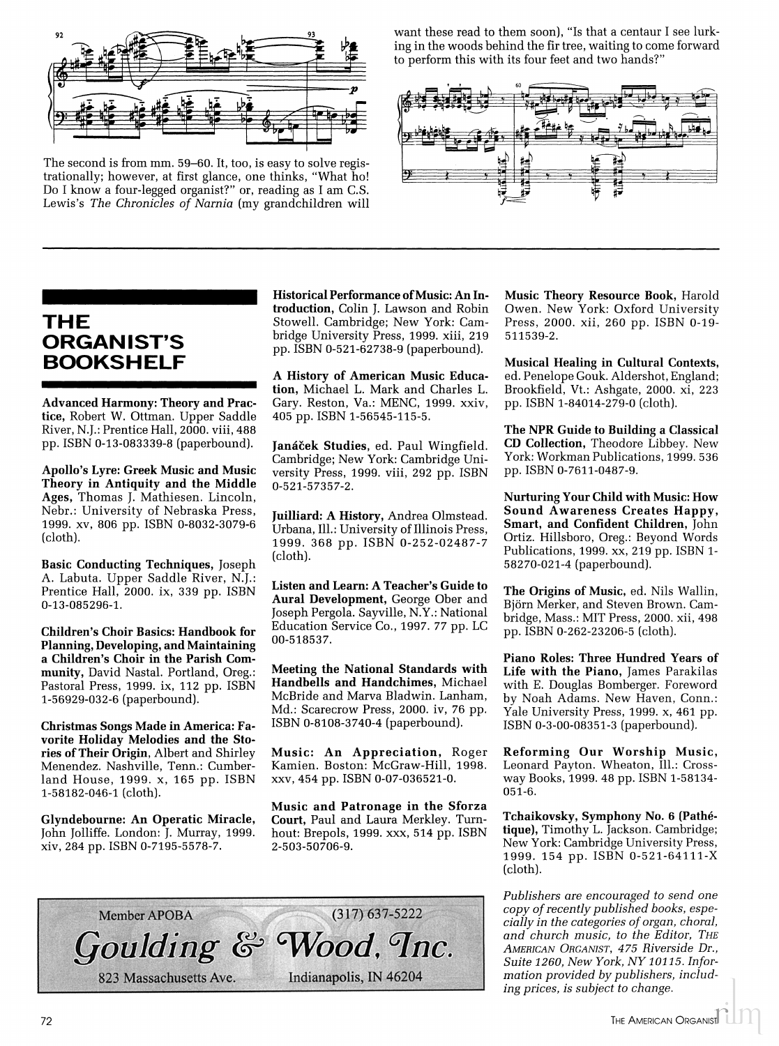The second is from mm. 59–60. It, too, is easy to solve registrationally; however, at first glance, one thinks, "What ho! Do I know a four-legged organist?" or, reading as I am C.S. Lewis's *The Chronicles of Narnia* (my grandchildren will want these read to them soon), "Is that a centaur I see lurking in the woods behind the fir tree, waiting to come forward to perform this with its four feet and two hands?"

# THE ORGANIST'S BOOKSHELF

**Advanced Harmony: Theory and Practice,** Robert W. Ottman. Upper Saddle River, N.J.: Prentice Hall, 2000. viii, 488 pp. ISBN 0-13-083339-8 (paperbound).

**Apollo's Lyre: Greek Music and Music Theory in Antiquity and the Middle Ages,** Thomas J. Mathiesen. Lincoln, Nebr.: University of Nebraska Press, 1999. xv, 806 pp. ISBN 0-8032-3079-6 (cloth).

**Basic Conducting Techniques,** Joseph A. Labuta. Upper Saddle River, N.J.: Prentice Hall, 2000. ix, 339 pp. ISBN 0-13-085296-1.

**Children's Choir Basics: Handbook for Planning, Developing, and Maintaining a Children's Choir in the Parish Community,** David Nastal. Portland, Oreg.: Pastoral Press, 1999. ix, 112 pp. ISBN 1-56929-032-6 (paperbound).

**Christmas Songs Made in America: Favorite Holiday Melodies and the Stories of Their Origin,** Albert and Shirley Menendez. Nashville, Tenn.: Cumberland House, 1999. x, 165 pp. ISBN 1-58182-046-1 (cloth).

**Glyndebourne: An Operatic Miracle,** John Jolliffe. London: J. Murray, 1999. xiv, 284 pp. ISBN 0-7195-5578-7.

**Historical Performance of Music: An Introduction,** Colin J. Lawson and Robin Stowell. Cambridge; New York: Cambridge University Press, 1999. xiii, 219 pp. ISBN 0-521-62738-9 (paperbound).

**A History of American Music Education,** Michael L. Mark and Charles L. Gary. Reston, Va.: MENC, 1999. xxiv, 405 pp. ISBN 1-56545-115-5.

**Janáček Studies,** ed. Paul Wingfield. Cambridge; New York: Cambridge University Press, 1999. viii, 292 pp. ISBN 0-521-57357-2.

**Juilliard: A History,** Andrea Olmstead. Urbana, Ill.: University of Illinois Press, 1999. 368 pp. ISBN 0-252-02487-7 (cloth).

**Listen and Learn: A Teacher's Guide to Aural Development,** George Ober and Joseph Pergola. Sayville, N.Y.: National Education Service Co., 1997. 77 pp. LC 00-518537.

**Meeting the National Standards with Handbells and Handchimes,** Michael McBride and Marva Bladwin. Lanham, Md.: Scarecrow Press, 2000. iv, 76 pp. ISBN 0-8108-3740-4 (paperbound).

**Music: An Appreciation,** Roger Kamien. Boston: McGraw-Hill, 1998. xxv, 454 pp. ISBN 0-07-036521-0.

**Music and Patronage in the Sforza Court,** Paul and Laura Merkley. Turnhout: Brepols, 1999. xxx, 514 pp. ISBN 2-503-50706-9.

**Music Theory Resource Book,** Harold Owen. New York: Oxford University Press, 2000. xii, 260 pp. ISBN 0-19-511539-2.

**Musical Healing in Cultural Contexts,** ed. Penelope Gouk. Aldershot, England; Brookfield, Vt.: Ashgate, 2000. xi, 223 pp. ISBN 1-84014-279-0 (cloth).

**The NPR Guide to Building a Classical CD Collection,** Theodore Libbey. New York: Workman Publications, 1999. 536 pp. ISBN 0-7611-0487-9.

**Nurturing Your Child with Music: How Sound Awareness Creates Happy, Smart, and Confident Children,** John Ortiz. Hillsboro, Oreg.: Beyond Words Publications, 1999. xx, 219 pp. ISBN 1-58270-021-4 (paperbound).

**The Origins of Music,** ed. Nils Wallin, Björn Merker, and Steven Brown. Cambridge, Mass.: MIT Press, 2000. xii, 498 pp. ISBN 0-262-23206-5 (cloth).

**Piano Roles: Three Hundred Years of Life with the Piano,** James Parakilas with E. Douglas Bomberger. Foreword by Noah Adams. New Haven, Conn.: Yale University Press, 1999. x, 461 pp. ISBN 0-3-00-08351-3 (paperbound).

**Reforming Our Worship Music,** Leonard Payton. Wheaton, Ill.: Crossway Books, 1999. 48 pp. ISBN 1-58134-051-6.

**Tchaikovsky, Symphony No. 6 (Pathétique),** Timothy L. Jackson. Cambridge; New York: Cambridge University Press, 1999. 154 pp. ISBN 0-521-64111-X (cloth).

*Publishers are encouraged to send one copy of recently published books, especially in the categories of organ, choral, and church music, to the Editor,* The American Organist, *475 Riverside Dr., Suite 1260, New York, NY 10115. Information provided by publishers, including prices, is subject to change.*

Member APOBA (317) 637-5222
Goulding & Wood, Inc.
823 Massachusetts Ave. Indianapolis, IN 46204